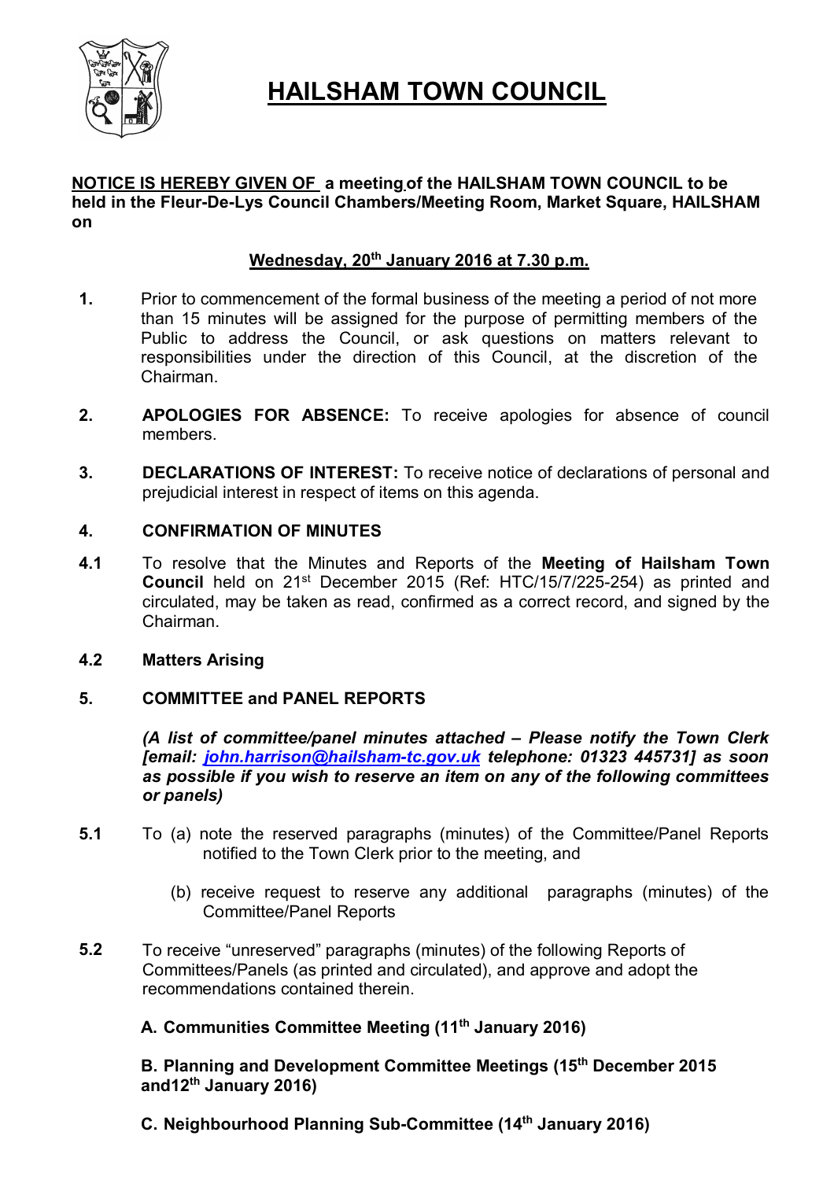# HAILSHAM TOWN COUNCIL

**NOTICE IS HEREBY GIVEN OF a meeting of the HAILSHAM TOWN COUNCIL to be held in the Fleur-De-Lys Council Chambers/Meeting Room, Market Square, HAILSHAM on**

**Wednesday, 20th January 2016 at 7.30 p.m.**

**1.** Prior to commencement of the formal business of the meeting a period of not more than 15 minutes will be assigned for the purpose of permitting members of the Public to address the Council, or ask questions on matters relevant to responsibilities under the direction of this Council, at the discretion of the Chairman.

**2.** **APOLOGIES FOR ABSENCE:** To receive apologies for absence of council members.

**3.** **DECLARATIONS OF INTEREST:** To receive notice of declarations of personal and prejudicial interest in respect of items on this agenda.

**4.** **CONFIRMATION OF MINUTES**

**4.1** To resolve that the Minutes and Reports of the **Meeting of Hailsham Town Council** held on 21st December 2015 (Ref: HTC/15/7/225-254) as printed and circulated, may be taken as read, confirmed as a correct record, and signed by the Chairman.

**4.2** **Matters Arising**

**5.** **COMMITTEE and PANEL REPORTS**

***(A list of committee/panel minutes attached – Please notify the Town Clerk [email: john.harrison@hailsham-tc.gov.uk telephone: 01323 445731] as soon as possible if you wish to reserve an item on any of the following committees or panels)***

**5.1** To (a) note the reserved paragraphs (minutes) of the Committee/Panel Reports notified to the Town Clerk prior to the meeting, and

(b) receive request to reserve any additional paragraphs (minutes) of the Committee/Panel Reports

**5.2** To receive "unreserved" paragraphs (minutes) of the following Reports of Committees/Panels (as printed and circulated), and approve and adopt the recommendations contained therein.

**A. Communities Committee Meeting (11th January 2016)**

**B. Planning and Development Committee Meetings (15th December 2015 and12th January 2016)**

**C. Neighbourhood Planning Sub-Committee (14th January 2016)**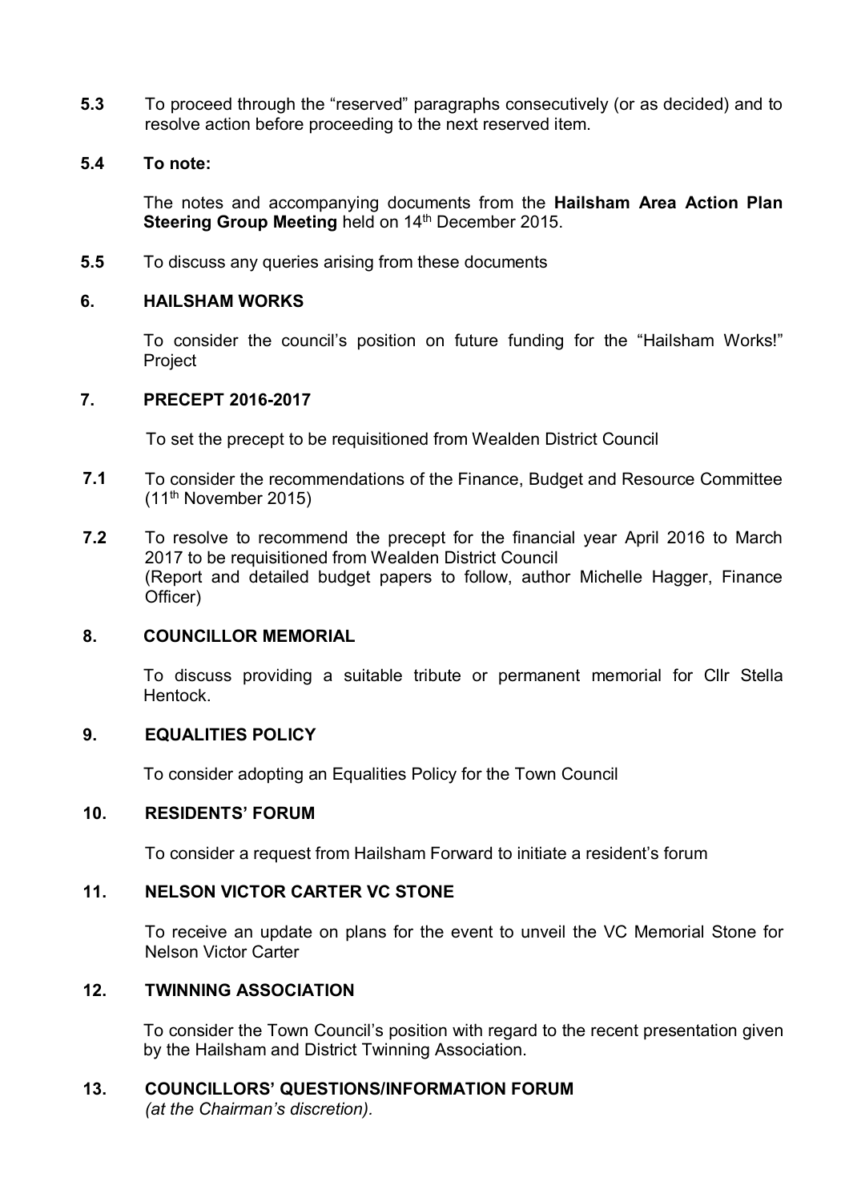**5.3** To proceed through the "reserved" paragraphs consecutively (or as decided) and to resolve action before proceeding to the next reserved item.

**5.4 To note:**

The notes and accompanying documents from the **Hailsham Area Action Plan Steering Group Meeting** held on 14th December 2015.

**5.5** To discuss any queries arising from these documents

## 6. HAILSHAM WORKS

To consider the council's position on future funding for the "Hailsham Works!" Project

## 7. PRECEPT 2016-2017

To set the precept to be requisitioned from Wealden District Council

**7.1** To consider the recommendations of the Finance, Budget and Resource Committee (11th November 2015)

**7.2** To resolve to recommend the precept for the financial year April 2016 to March 2017 to be requisitioned from Wealden District Council
(Report and detailed budget papers to follow, author Michelle Hagger, Finance Officer)

## 8. COUNCILLOR MEMORIAL

To discuss providing a suitable tribute or permanent memorial for Cllr Stella Hentock.

## 9. EQUALITIES POLICY

To consider adopting an Equalities Policy for the Town Council

## 10. RESIDENTS' FORUM

To consider a request from Hailsham Forward to initiate a resident's forum

## 11. NELSON VICTOR CARTER VC STONE

To receive an update on plans for the event to unveil the VC Memorial Stone for Nelson Victor Carter

## 12. TWINNING ASSOCIATION

To consider the Town Council's position with regard to the recent presentation given by the Hailsham and District Twinning Association.

## 13. COUNCILLORS' QUESTIONS/INFORMATION FORUM

*(at the Chairman's discretion).*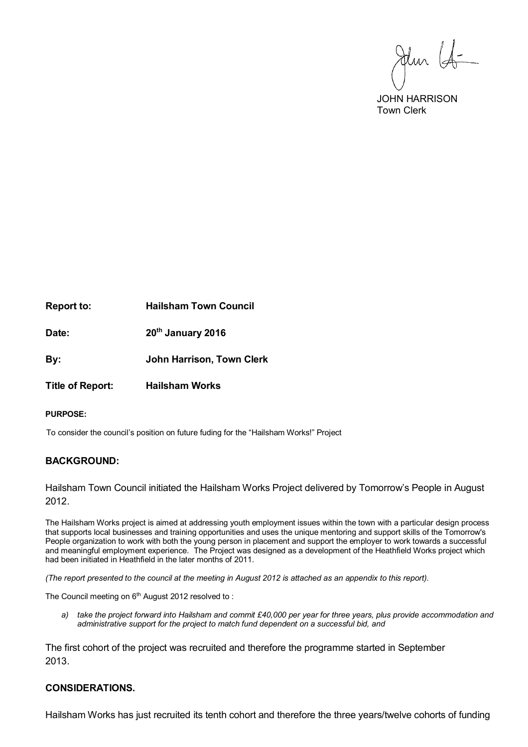JOHN HARRISON
Town Clerk

**Report to:** **Hailsham Town Council**

**Date:** **20th January 2016**

**By:** **John Harrison, Town Clerk**

**Title of Report:** **Hailsham Works**

**PURPOSE:**

To consider the council's position on future fuding for the "Hailsham Works!" Project

## BACKGROUND:

Hailsham Town Council initiated the Hailsham Works Project delivered by Tomorrow's People in August 2012.

The Hailsham Works project is aimed at addressing youth employment issues within the town with a particular design process that supports local businesses and training opportunities and uses the unique mentoring and support skills of the Tomorrow's People organization to work with both the young person in placement and support the employer to work towards a successful and meaningful employment experience. The Project was designed as a development of the Heathfield Works project which had been initiated in Heathfield in the later months of 2011.

*(The report presented to the council at the meeting in August 2012 is attached as an appendix to this report).*

The Council meeting on 6th August 2012 resolved to :

a) *take the project forward into Hailsham and commit £40,000 per year for three years, plus provide accommodation and administrative support for the project to match fund dependent on a successful bid, and*

The first cohort of the project was recruited and therefore the programme started in September 2013.

## CONSIDERATIONS.

Hailsham Works has just recruited its tenth cohort and therefore the three years/twelve cohorts of funding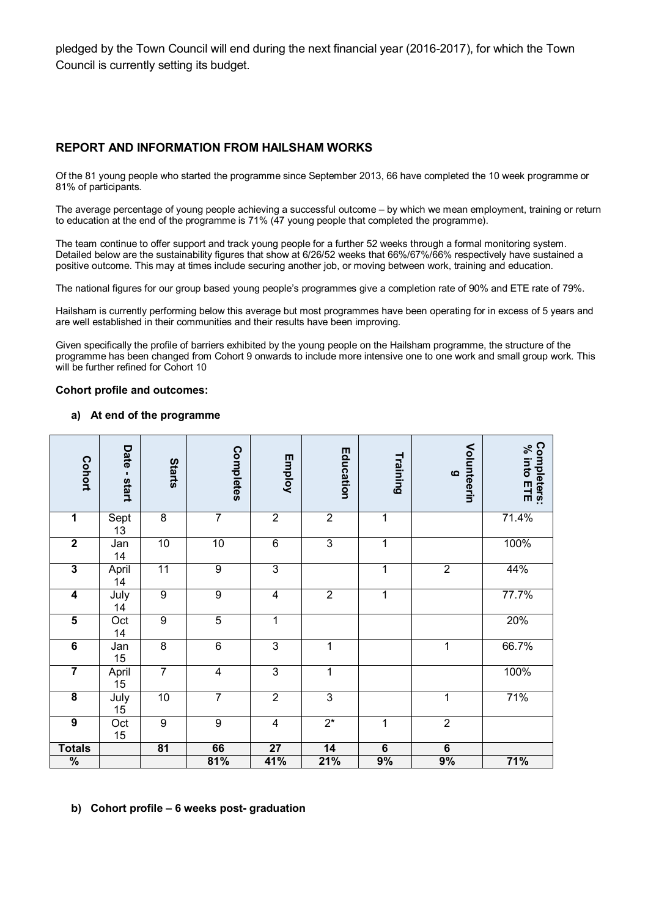pledged by the Town Council will end during the next financial year (2016-2017), for which the Town Council is currently setting its budget.

## REPORT AND INFORMATION FROM HAILSHAM WORKS

Of the 81 young people who started the programme since September 2013, 66 have completed the 10 week programme or 81% of participants.

The average percentage of young people achieving a successful outcome – by which we mean employment, training or return to education at the end of the programme is 71% (47 young people that completed the programme).

The team continue to offer support and track young people for a further 52 weeks through a formal monitoring system. Detailed below are the sustainability figures that show at 6/26/52 weeks that 66%/67%/66% respectively have sustained a positive outcome. This may at times include securing another job, or moving between work, training and education.

The national figures for our group based young people's programmes give a completion rate of 90% and ETE rate of 79%.

Hailsham is currently performing below this average but most programmes have been operating for in excess of 5 years and are well established in their communities and their results have been improving.

Given specifically the profile of barriers exhibited by the young people on the Hailsham programme, the structure of the programme has been changed from Cohort 9 onwards to include more intensive one to one work and small group work. This will be further refined for Cohort 10

**Cohort profile and outcomes:**

**a) At end of the programme**

| Cohort | Date - start | Starts | Completes | Employ | Education | Training | Volunteering | Completers: % into ETE |
|---|---|---|---|---|---|---|---|---|
| **1** | Sept 13 | 8 | 7 | 2 | 2 | 1 | | 71.4% |
| **2** | Jan 14 | 10 | 10 | 6 | 3 | 1 | | 100% |
| **3** | April 14 | 11 | 9 | 3 | | 1 | 2 | 44% |
| **4** | July 14 | 9 | 9 | 4 | 2 | 1 | | 77.7% |
| **5** | Oct 14 | 9 | 5 | 1 | | | | 20% |
| **6** | Jan 15 | 8 | 6 | 3 | 1 | | 1 | 66.7% |
| **7** | April 15 | 7 | 4 | 3 | 1 | | | 100% |
| **8** | July 15 | 10 | 7 | 2 | 3 | | 1 | 71% |
| **9** | Oct 15 | 9 | 9 | 4 | 2* | 1 | 2 | |
| **Totals** | | **81** | **66** | **27** | **14** | **6** | **6** | |
| **%** | | | **81%** | **41%** | **21%** | **9%** | **9%** | **71%** |

**b) Cohort profile – 6 weeks post- graduation**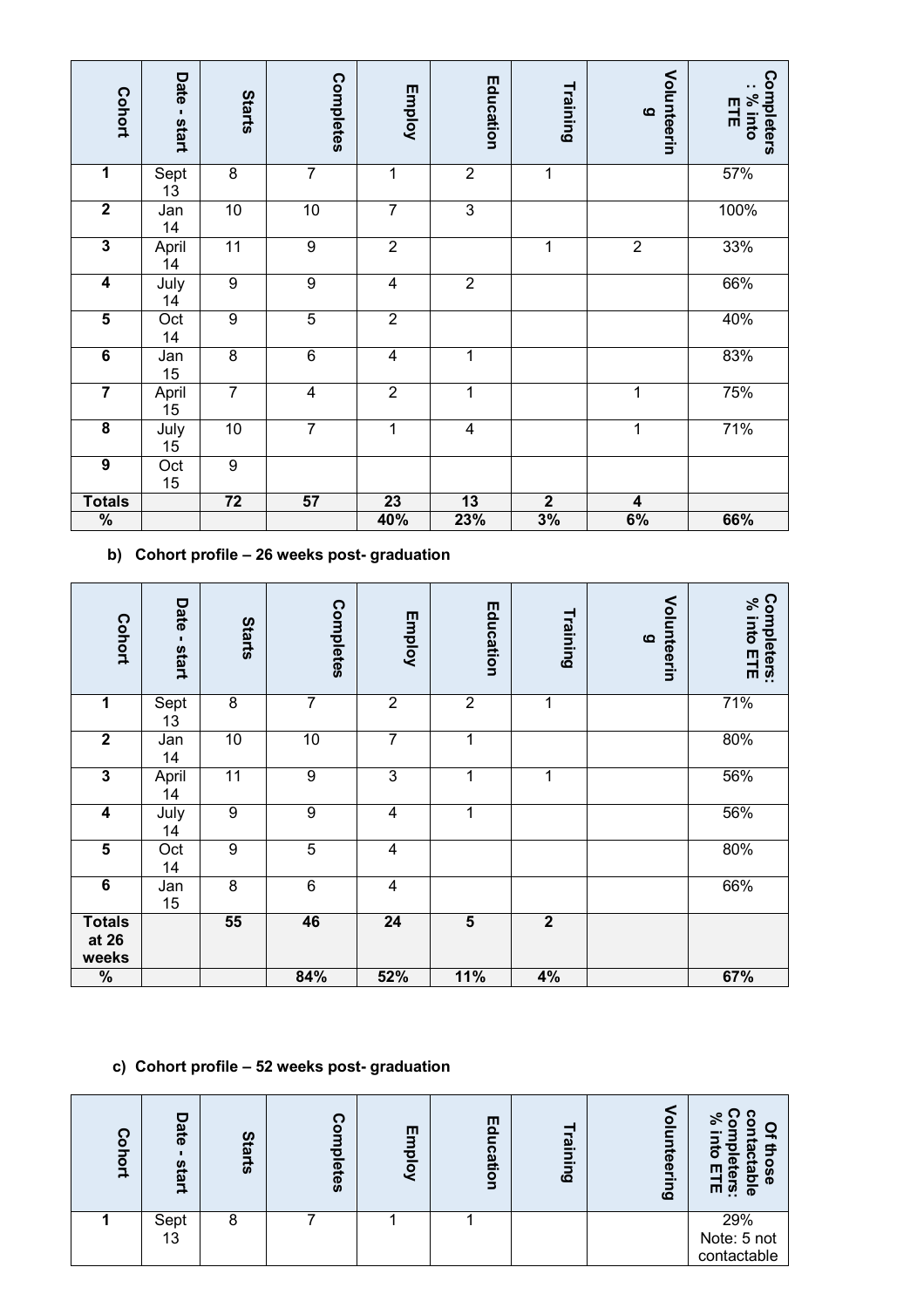| Cohort | Date - start | Starts | Completes | Employ | Education | Training | Volunteering | Completers: % into ETE |
|---|---|---|---|---|---|---|---|---|
| 1 | Sept 13 | 8 | 7 | 1 | 2 | 1 | | 57% |
| 2 | Jan 14 | 10 | 10 | 7 | 3 | | | 100% |
| 3 | April 14 | 11 | 9 | 2 | | 1 | 2 | 33% |
| 4 | July 14 | 9 | 9 | 4 | 2 | | | 66% |
| 5 | Oct 14 | 9 | 5 | 2 | | | | 40% |
| 6 | Jan 15 | 8 | 6 | 4 | 1 | | | 83% |
| 7 | April 15 | 7 | 4 | 2 | 1 | | 1 | 75% |
| 8 | July 15 | 10 | 7 | 1 | 4 | | 1 | 71% |
| 9 | Oct 15 | 9 | | | | | | |
| **Totals** | | **72** | **57** | **23** | **13** | **2** | **4** | |
| **%** | | | | **40%** | **23%** | **3%** | **6%** | **66%** |

**b) Cohort profile – 26 weeks post- graduation**

| Cohort | Date - start | Starts | Completes | Employ | Education | Training | Volunteering | Completers: % into ETE |
|---|---|---|---|---|---|---|---|---|
| 1 | Sept 13 | 8 | 7 | 2 | 2 | 1 | | 71% |
| 2 | Jan 14 | 10 | 10 | 7 | 1 | | | 80% |
| 3 | April 14 | 11 | 9 | 3 | 1 | 1 | | 56% |
| 4 | July 14 | 9 | 9 | 4 | 1 | | | 56% |
| 5 | Oct 14 | 9 | 5 | 4 | | | | 80% |
| 6 | Jan 15 | 8 | 6 | 4 | | | | 66% |
| **Totals at 26 weeks** | | **55** | **46** | **24** | **5** | **2** | | |
| **%** | | | **84%** | **52%** | **11%** | **4%** | | **67%** |

**c) Cohort profile – 52 weeks post- graduation**

| Cohort | Date - start | Starts | Completes | Employ | Education | Training | Volunteering | Of those contactable Completers: % into ETE |
|---|---|---|---|---|---|---|---|---|
| 1 | Sept 13 | 8 | 7 | 1 | 1 | | | 29% Note: 5 not contactable |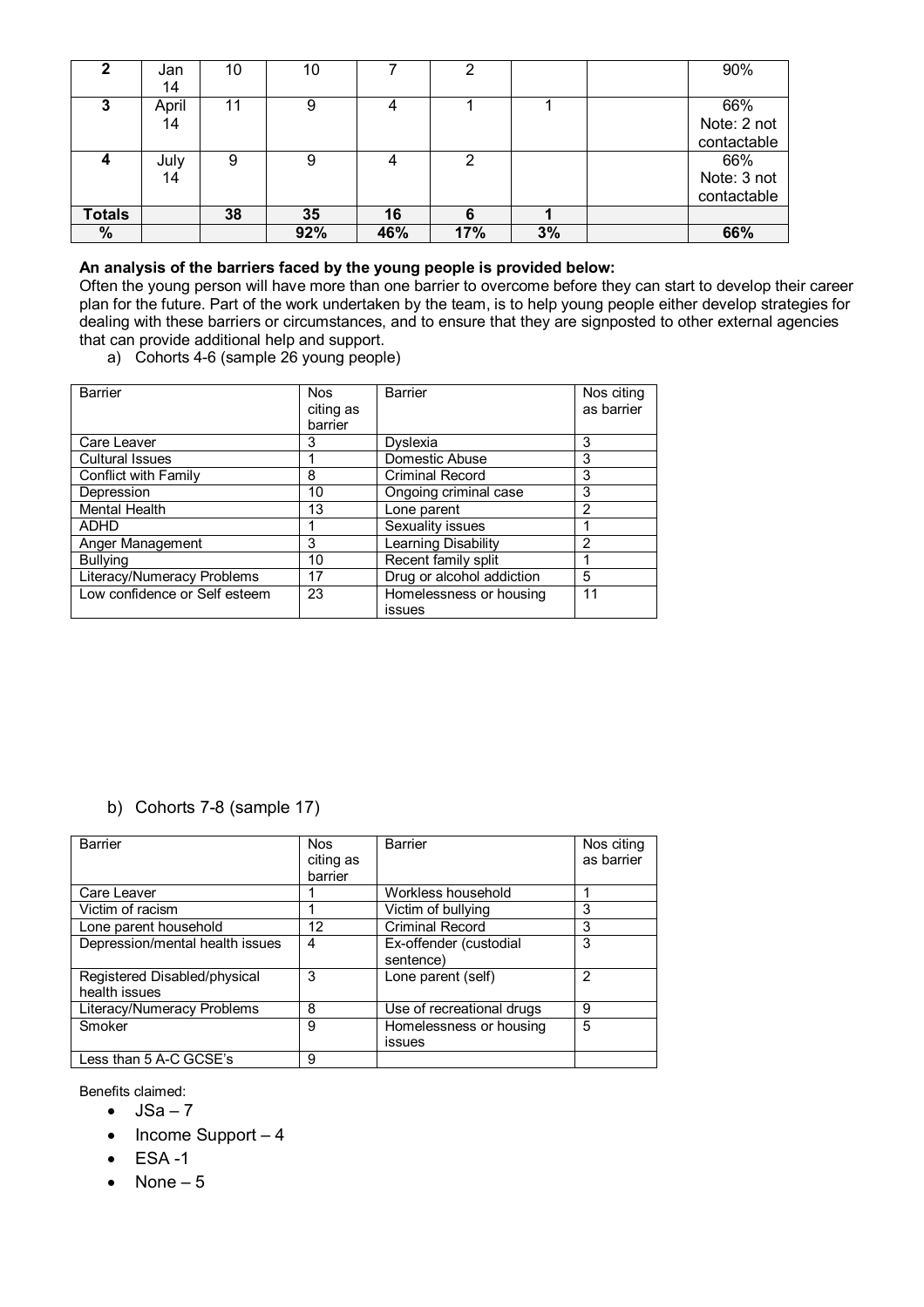| 2 | Jan 14 | 10 | 10 | 7 | 2 | | | 90% |
|---|---|---|---|---|---|---|---|---|
| 3 | April 14 | 11 | 9 | 4 | 1 | 1 | | 66% Note: 2 not contactable |
| 4 | July 14 | 9 | 9 | 4 | 2 | | | 66% Note: 3 not contactable |
| **Totals** | | **38** | **35** | **16** | **6** | **1** | | |
| **%** | | | **92%** | **46%** | **17%** | **3%** | | **66%** |

**An analysis of the barriers faced by the young people is provided below:**

Often the young person will have more than one barrier to overcome before they can start to develop their career plan for the future. Part of the work undertaken by the team, is to help young people either develop strategies for dealing with these barriers or circumstances, and to ensure that they are signposted to other external agencies that can provide additional help and support.

a) Cohorts 4-6 (sample 26 young people)

| Barrier | Nos citing as barrier | Barrier | Nos citing as barrier |
|---|---|---|---|
| Care Leaver | 3 | Dyslexia | 3 |
| Cultural Issues | 1 | Domestic Abuse | 3 |
| Conflict with Family | 8 | Criminal Record | 3 |
| Depression | 10 | Ongoing criminal case | 3 |
| Mental Health | 13 | Lone parent | 2 |
| ADHD | 1 | Sexuality issues | 1 |
| Anger Management | 3 | Learning Disability | 2 |
| Bullying | 10 | Recent family split | 1 |
| Literacy/Numeracy Problems | 17 | Drug or alcohol addiction | 5 |
| Low confidence or Self esteem | 23 | Homelessness or housing issues | 11 |

b) Cohorts 7-8 (sample 17)

| Barrier | Nos citing as barrier | Barrier | Nos citing as barrier |
|---|---|---|---|
| Care Leaver | 1 | Workless household | 1 |
| Victim of racism | 1 | Victim of bullying | 3 |
| Lone parent household | 12 | Criminal Record | 3 |
| Depression/mental health issues | 4 | Ex-offender (custodial sentence) | 3 |
| Registered Disabled/physical health issues | 3 | Lone parent (self) | 2 |
| Literacy/Numeracy Problems | 8 | Use of recreational drugs | 9 |
| Smoker | 9 | Homelessness or housing issues | 5 |
| Less than 5 A-C GCSE's | 9 | | |

Benefits claimed:

- JSa – 7
- Income Support – 4
- ESA -1
- None – 5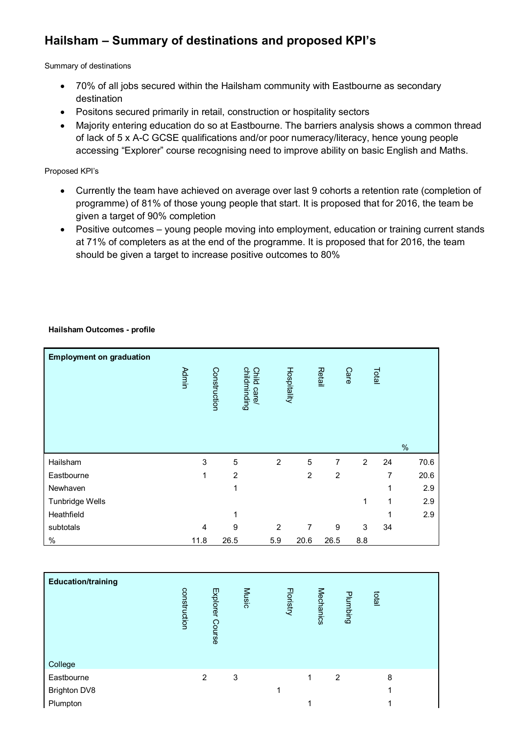## Hailsham – Summary of destinations and proposed KPI's

Summary of destinations

- 70% of all jobs secured within the Hailsham community with Eastbourne as secondary destination
- Positons secured primarily in retail, construction or hospitality sectors
- Majority entering education do so at Eastbourne. The barriers analysis shows a common thread of lack of 5 x A-C GCSE qualifications and/or poor numeracy/literacy, hence young people accessing "Explorer" course recognising need to improve ability on basic English and Maths.

Proposed KPI's

- Currently the team have achieved on average over last 9 cohorts a retention rate (completion of programme) of 81% of those young people that start. It is proposed that for 2016, the team be given a target of 90% completion
- Positive outcomes – young people moving into employment, education or training current stands at 71% of completers as at the end of the programme. It is proposed that for 2016, the team should be given a target to increase positive outcomes to 80%

**Hailsham Outcomes - profile**

| Employment on graduation | Admin | Construction | Child care/ childminding | Hospitality | Retail | Care | Total | % |
|---|---|---|---|---|---|---|---|---|
| Hailsham | 3 | 5 | 2 | 5 | 7 | 2 | 24 | 70.6 |
| Eastbourne | 1 | 2 | | 2 | 2 | | 7 | 20.6 |
| Newhaven | | 1 | | | | | 1 | 2.9 |
| Tunbridge Wells | | | | | | 1 | 1 | 2.9 |
| Heathfield | | 1 | | | | | 1 | 2.9 |
| subtotals | 4 | 9 | 2 | 7 | 9 | 3 | 34 | |
| % | 11.8 | 26.5 | 5.9 | 20.6 | 26.5 | 8.8 | | |

| Education/training<br>College | construction | Explorer Course | Music | Floristry | Mechanics | Plumbing | total |
|---|---|---|---|---|---|---|---|
| Eastbourne | 2 | 3 | | 1 | 2 | | 8 |
| Brighton DV8 | | | 1 | | | | 1 |
| Plumpton | | | | 1 | | | 1 |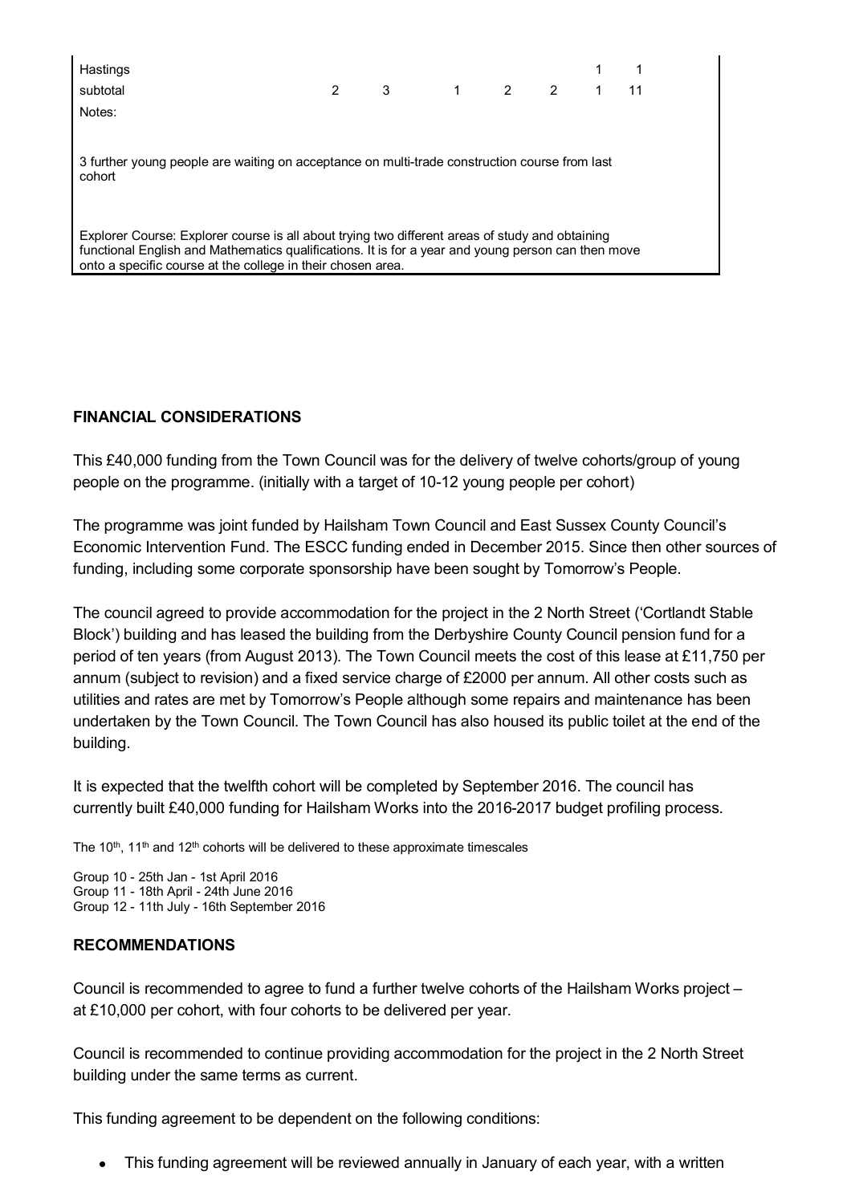| | | | | | | | | |
|---|---|---|---|---|---|---|---|---|
| Hastings | | | | | | | 1 | 1 |
| subtotal | 2 | 3 | 1 | 2 | 2 | | 1 | 11 |
| Notes: | | | | | | | | |
| 3 further young people are waiting on acceptance on multi-trade construction course from last cohort | | | | | | | | |
| Explorer Course: Explorer course is all about trying two different areas of study and obtaining functional English and Mathematics qualifications. It is for a year and young person can then move onto a specific course at the college in their chosen area. | | | | | | | | |

**FINANCIAL CONSIDERATIONS**

This £40,000 funding from the Town Council was for the delivery of twelve cohorts/group of young people on the programme. (initially with a target of 10-12 young people per cohort)

The programme was joint funded by Hailsham Town Council and East Sussex County Council's Economic Intervention Fund. The ESCC funding ended in December 2015. Since then other sources of funding, including some corporate sponsorship have been sought by Tomorrow's People.

The council agreed to provide accommodation for the project in the 2 North Street ('Cortlandt Stable Block') building and has leased the building from the Derbyshire County Council pension fund for a period of ten years (from August 2013). The Town Council meets the cost of this lease at £11,750 per annum (subject to revision) and a fixed service charge of £2000 per annum. All other costs such as utilities and rates are met by Tomorrow's People although some repairs and maintenance has been undertaken by the Town Council. The Town Council has also housed its public toilet at the end of the building.

It is expected that the twelfth cohort will be completed by September 2016. The council has currently built £40,000 funding for Hailsham Works into the 2016-2017 budget profiling process.

The 10th, 11th and 12th cohorts will be delivered to these approximate timescales

Group 10 - 25th Jan - 1st April 2016
Group 11 - 18th April - 24th June 2016
Group 12 - 11th July - 16th September 2016

**RECOMMENDATIONS**

Council is recommended to agree to fund a further twelve cohorts of the Hailsham Works project – at £10,000 per cohort, with four cohorts to be delivered per year.

Council is recommended to continue providing accommodation for the project in the 2 North Street building under the same terms as current.

This funding agreement to be dependent on the following conditions:

- This funding agreement will be reviewed annually in January of each year, with a written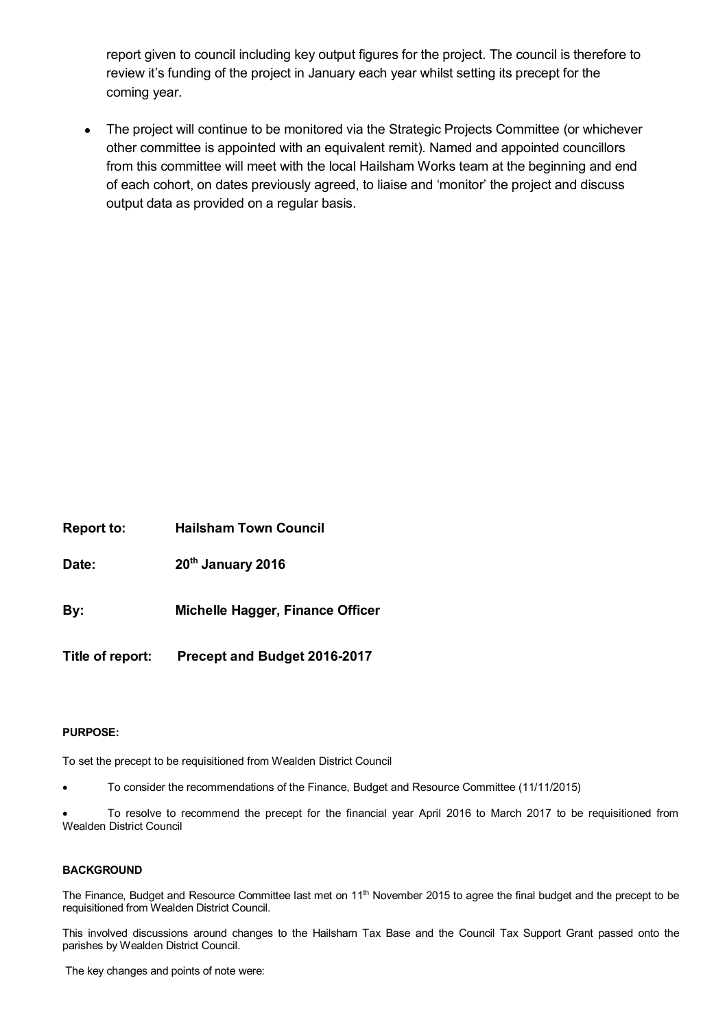report given to council including key output figures for the project. The council is therefore to review it's funding of the project in January each year whilst setting its precept for the coming year.

- The project will continue to be monitored via the Strategic Projects Committee (or whichever other committee is appointed with an equivalent remit). Named and appointed councillors from this committee will meet with the local Hailsham Works team at the beginning and end of each cohort, on dates previously agreed, to liaise and 'monitor' the project and discuss output data as provided on a regular basis.

**Report to:** **Hailsham Town Council**

**Date:** **20th January 2016**

**By:** **Michelle Hagger, Finance Officer**

**Title of report:** **Precept and Budget 2016-2017**

**PURPOSE:**

To set the precept to be requisitioned from Wealden District Council

- To consider the recommendations of the Finance, Budget and Resource Committee (11/11/2015)
- To resolve to recommend the precept for the financial year April 2016 to March 2017 to be requisitioned from Wealden District Council

**BACKGROUND**

The Finance, Budget and Resource Committee last met on 11th November 2015 to agree the final budget and the precept to be requisitioned from Wealden District Council.

This involved discussions around changes to the Hailsham Tax Base and the Council Tax Support Grant passed onto the parishes by Wealden District Council.

The key changes and points of note were: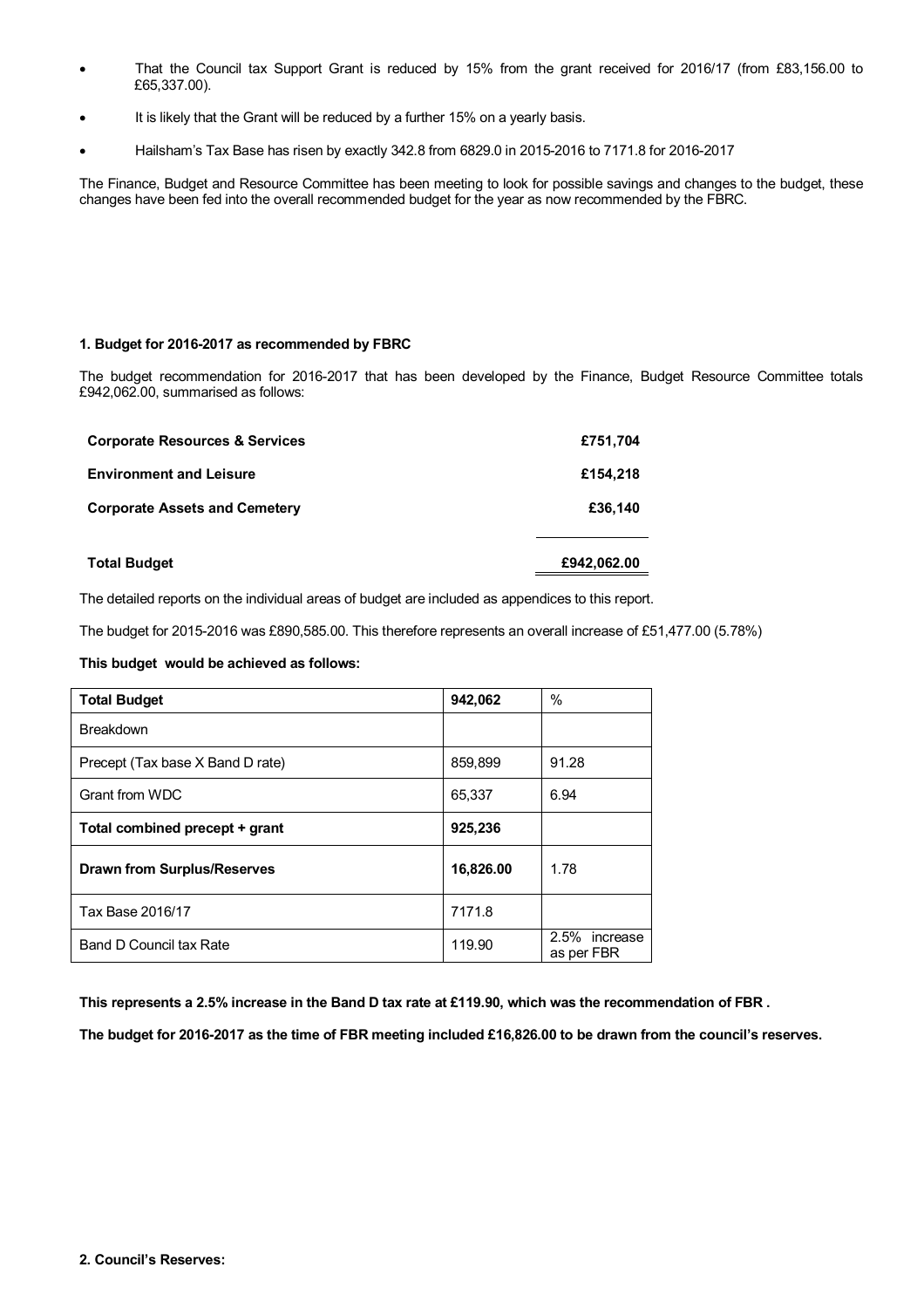- That the Council tax Support Grant is reduced by 15% from the grant received for 2016/17 (from £83,156.00 to £65,337.00).
- It is likely that the Grant will be reduced by a further 15% on a yearly basis.
- Hailsham's Tax Base has risen by exactly 342.8 from 6829.0 in 2015-2016 to 7171.8 for 2016-2017

The Finance, Budget and Resource Committee has been meeting to look for possible savings and changes to the budget, these changes have been fed into the overall recommended budget for the year as now recommended by the FBRC.

**1. Budget for 2016-2017 as recommended by FBRC**

The budget recommendation for 2016-2017 that has been developed by the Finance, Budget Resource Committee totals £942,062.00, summarised as follows:

| | |
|---|---|
| **Corporate Resources & Services** | **£751,704** |
| **Environment and Leisure** | **£154,218** |
| **Corporate Assets and Cemetery** | **£36,140** |
| **Total Budget** | **£942,062.00** |

The detailed reports on the individual areas of budget are included as appendices to this report.

The budget for 2015-2016 was £890,585.00. This therefore represents an overall increase of £51,477.00 (5.78%)

**This budget would be achieved as follows:**

| **Total Budget** | **942,062** | % |
|---|---|---|
| Breakdown | | |
| Precept (Tax base X Band D rate) | 859,899 | 91.28 |
| Grant from WDC | 65,337 | 6.94 |
| **Total combined precept + grant** | **925,236** | |
| **Drawn from Surplus/Reserves** | **16,826.00** | 1.78 |
| Tax Base 2016/17 | 7171.8 | |
| Band D Council tax Rate | 119.90 | 2.5% increase as per FBR |

**This represents a 2.5% increase in the Band D tax rate at £119.90, which was the recommendation of FBR .**

**The budget for 2016-2017 as the time of FBR meeting included £16,826.00 to be drawn from the council's reserves.**

**2. Council's Reserves:**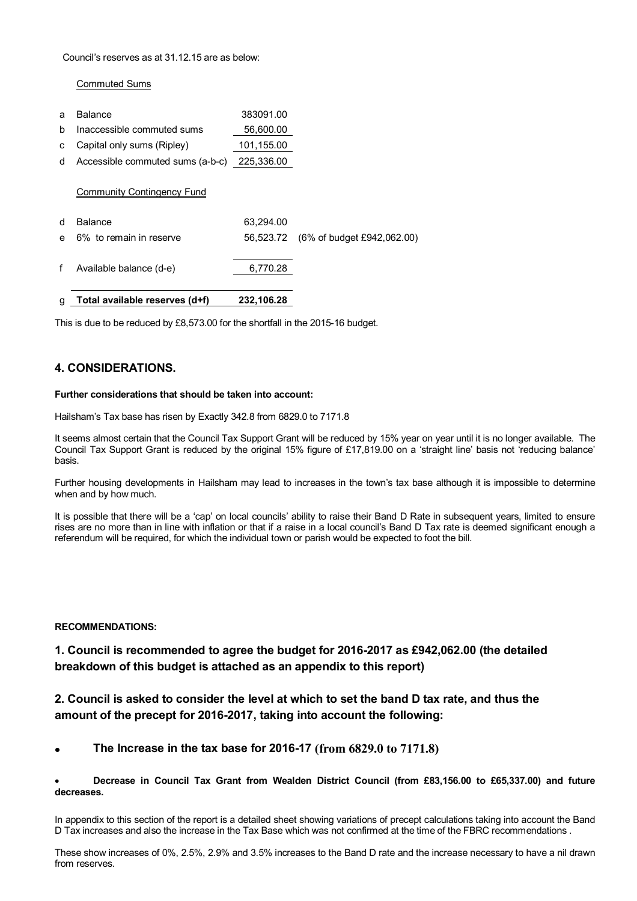Council's reserves as at 31.12.15 are as below:

Commuted Sums

| | | | |
|---|---|---|---|
| a | Balance | 383091.00 | |
| b | Inaccessible commuted sums | 56,600.00 | |
| c | Capital only sums (Ripley) | 101,155.00 | |
| d | Accessible commuted sums (a-b-c) | 225,336.00 | |

Community Contingency Fund

| | | | |
|---|---|---|---|
| d | Balance | 63,294.00 | |
| e | 6% to remain in reserve | 56,523.72 | (6% of budget £942,062.00) |
| f | Available balance (d-e) | 6,770.28 | |
| g | **Total available reserves (d+f)** | **232,106.28** | |

This is due to be reduced by £8,573.00 for the shortfall in the 2015-16 budget.

## 4. CONSIDERATIONS.

**Further considerations that should be taken into account:**

Hailsham's Tax base has risen by Exactly 342.8 from 6829.0 to 7171.8

It seems almost certain that the Council Tax Support Grant will be reduced by 15% year on year until it is no longer available. The Council Tax Support Grant is reduced by the original 15% figure of £17,819.00 on a 'straight line' basis not 'reducing balance' basis.

Further housing developments in Hailsham may lead to increases in the town's tax base although it is impossible to determine when and by how much.

It is possible that there will be a 'cap' on local councils' ability to raise their Band D Rate in subsequent years, limited to ensure rises are no more than in line with inflation or that if a raise in a local council's Band D Tax rate is deemed significant enough a referendum will be required, for which the individual town or parish would be expected to foot the bill.

**RECOMMENDATIONS:**

### 1. Council is recommended to agree the budget for 2016-2017 as £942,062.00 (the detailed breakdown of this budget is attached as an appendix to this report)

### 2. Council is asked to consider the level at which to set the band D tax rate, and thus the amount of the precept for 2016-2017, taking into account the following:

- **The Increase in the tax base for 2016-17 (from 6829.0 to 7171.8)**

- **Decrease in Council Tax Grant from Wealden District Council (from £83,156.00 to £65,337.00) and future decreases.**

In appendix to this section of the report is a detailed sheet showing variations of precept calculations taking into account the Band D Tax increases and also the increase in the Tax Base which was not confirmed at the time of the FBRC recommendations .

These show increases of 0%, 2.5%, 2.9% and 3.5% increases to the Band D rate and the increase necessary to have a nil drawn from reserves.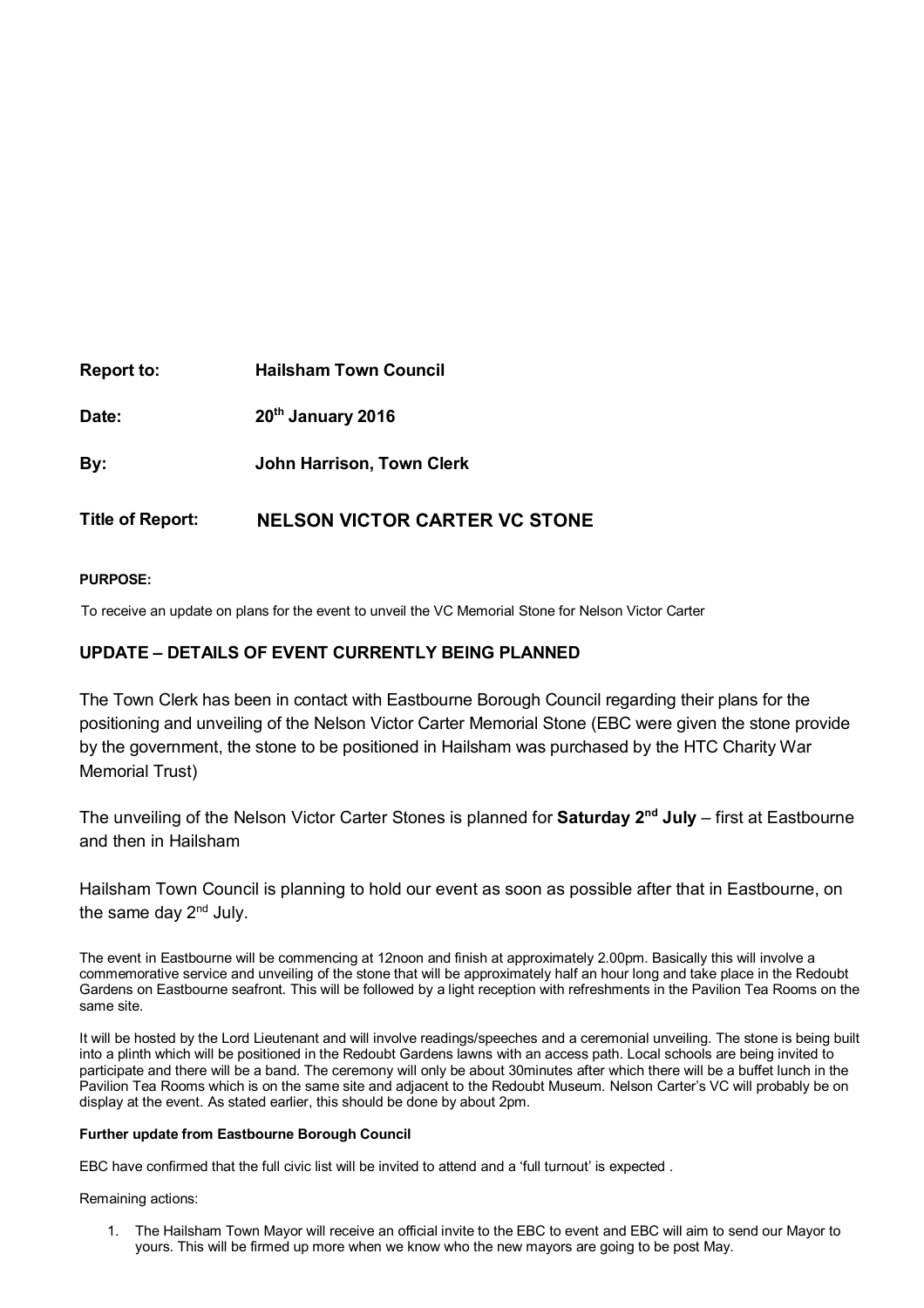| | |
|---|---|
| **Report to:** | **Hailsham Town Council** |
| **Date:** | **20th January 2016** |
| **By:** | **John Harrison, Town Clerk** |
| **Title of Report:** | **NELSON VICTOR CARTER VC STONE** |

**PURPOSE:**

To receive an update on plans for the event to unveil the VC Memorial Stone for Nelson Victor Carter

## UPDATE – DETAILS OF EVENT CURRENTLY BEING PLANNED

The Town Clerk has been in contact with Eastbourne Borough Council regarding their plans for the positioning and unveiling of the Nelson Victor Carter Memorial Stone (EBC were given the stone provide by the government, the stone to be positioned in Hailsham was purchased by the HTC Charity War Memorial Trust)

The unveiling of the Nelson Victor Carter Stones is planned for **Saturday 2nd July** – first at Eastbourne and then in Hailsham

Hailsham Town Council is planning to hold our event as soon as possible after that in Eastbourne, on the same day 2nd July.

The event in Eastbourne will be commencing at 12noon and finish at approximately 2.00pm. Basically this will involve a commemorative service and unveiling of the stone that will be approximately half an hour long and take place in the Redoubt Gardens on Eastbourne seafront. This will be followed by a light reception with refreshments in the Pavilion Tea Rooms on the same site.

It will be hosted by the Lord Lieutenant and will involve readings/speeches and a ceremonial unveiling. The stone is being built into a plinth which will be positioned in the Redoubt Gardens lawns with an access path. Local schools are being invited to participate and there will be a band. The ceremony will only be about 30minutes after which there will be a buffet lunch in the Pavilion Tea Rooms which is on the same site and adjacent to the Redoubt Museum. Nelson Carter's VC will probably be on display at the event. As stated earlier, this should be done by about 2pm.

**Further update from Eastbourne Borough Council**

EBC have confirmed that the full civic list will be invited to attend and a 'full turnout' is expected .

Remaining actions:

1. The Hailsham Town Mayor will receive an official invite to the EBC to event and EBC will aim to send our Mayor to yours. This will be firmed up more when we know who the new mayors are going to be post May.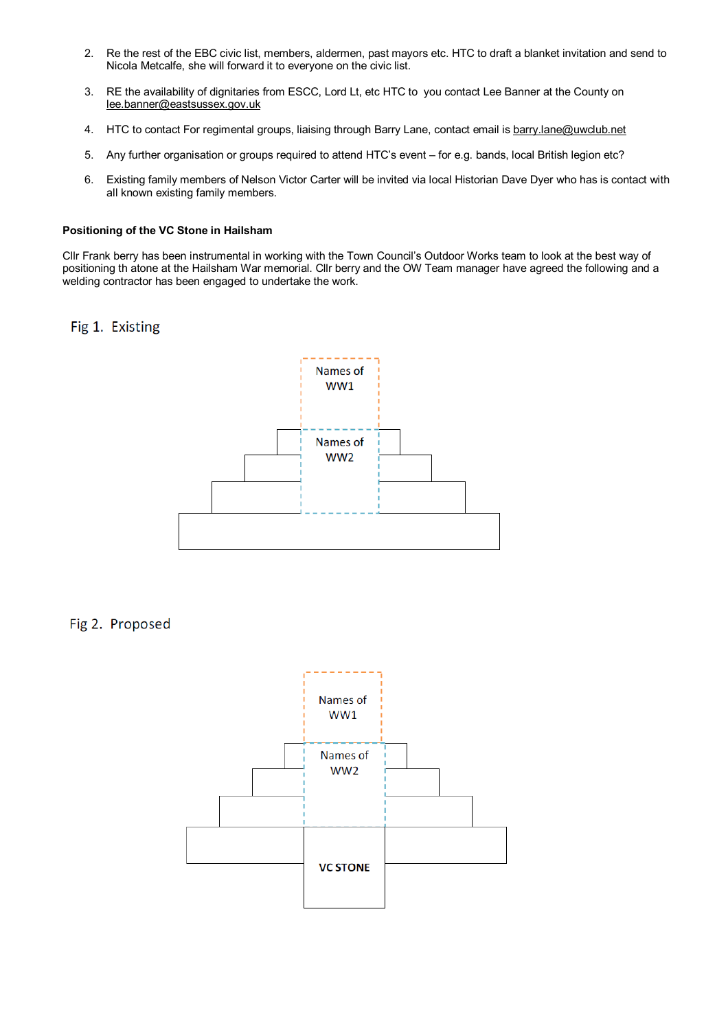2. Re the rest of the EBC civic list, members, aldermen, past mayors etc. HTC to draft a blanket invitation and send to Nicola Metcalfe, she will forward it to everyone on the civic list.

3. RE the availability of dignitaries from ESCC, Lord Lt, etc HTC to you contact Lee Banner at the County on lee.banner@eastsussex.gov.uk

4. HTC to contact For regimental groups, liaising through Barry Lane, contact email is barry.lane@uwclub.net

5. Any further organisation or groups required to attend HTC's event – for e.g. bands, local British legion etc?

6. Existing family members of Nelson Victor Carter will be invited via local Historian Dave Dyer who has is contact with all known existing family members.

**Positioning of the VC Stone in Hailsham**

Cllr Frank berry has been instrumental in working with the Town Council's Outdoor Works team to look at the best way of positioning th atone at the Hailsham War memorial. Cllr berry and the OW Team manager have agreed the following and a welding contractor has been engaged to undertake the work.

Fig 1. Existing

Names of WW1

Names of WW2

Fig 2. Proposed

Names of WW1

Names of WW2

VC STONE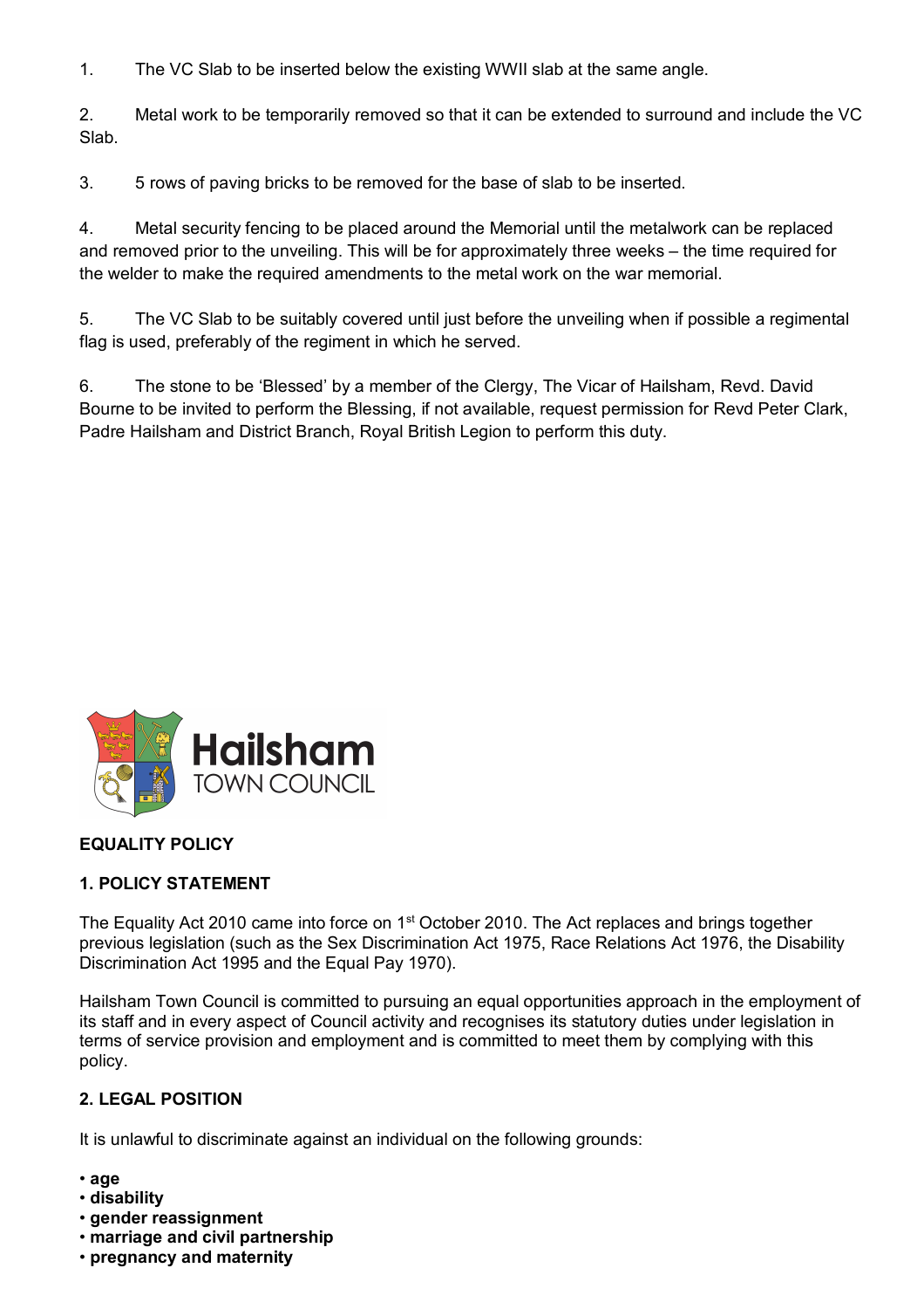1. The VC Slab to be inserted below the existing WWII slab at the same angle.

2. Metal work to be temporarily removed so that it can be extended to surround and include the VC Slab.

3. 5 rows of paving bricks to be removed for the base of slab to be inserted.

4. Metal security fencing to be placed around the Memorial until the metalwork can be replaced and removed prior to the unveiling. This will be for approximately three weeks – the time required for the welder to make the required amendments to the metal work on the war memorial.

5. The VC Slab to be suitably covered until just before the unveiling when if possible a regimental flag is used, preferably of the regiment in which he served.

6. The stone to be 'Blessed' by a member of the Clergy, The Vicar of Hailsham, Revd. David Bourne to be invited to perform the Blessing, if not available, request permission for Revd Peter Clark, Padre Hailsham and District Branch, Royal British Legion to perform this duty.

Hailsham TOWN COUNCIL

## EQUALITY POLICY

### 1. POLICY STATEMENT

The Equality Act 2010 came into force on 1st October 2010. The Act replaces and brings together previous legislation (such as the Sex Discrimination Act 1975, Race Relations Act 1976, the Disability Discrimination Act 1995 and the Equal Pay 1970).

Hailsham Town Council is committed to pursuing an equal opportunities approach in the employment of its staff and in every aspect of Council activity and recognises its statutory duties under legislation in terms of service provision and employment and is committed to meet them by complying with this policy.

### 2. LEGAL POSITION

It is unlawful to discriminate against an individual on the following grounds:

- **age**
- **disability**
- **gender reassignment**
- **marriage and civil partnership**
- **pregnancy and maternity**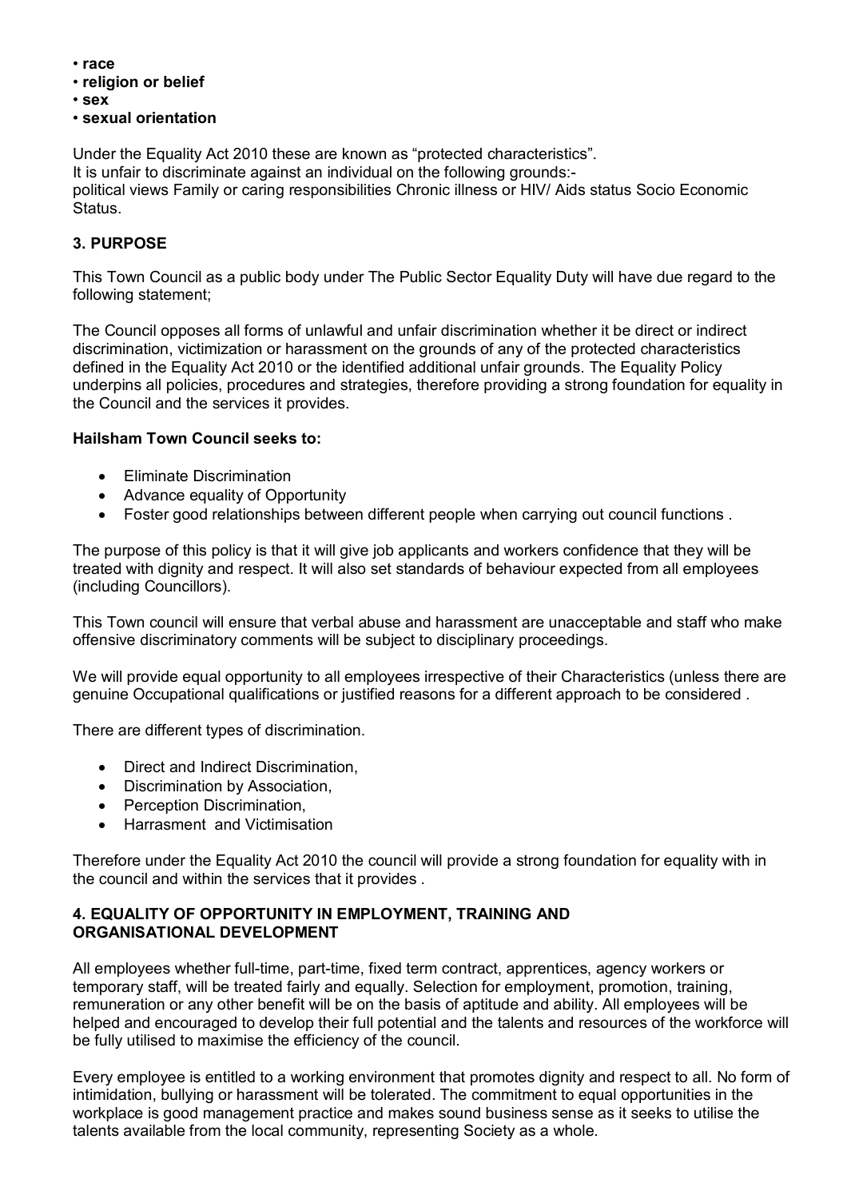- **race**
- **religion or belief**
- **sex**
- **sexual orientation**

Under the Equality Act 2010 these are known as "protected characteristics".
It is unfair to discriminate against an individual on the following grounds:-
political views Family or caring responsibilities Chronic illness or HIV/ Aids status Socio Economic Status.

### 3. PURPOSE

This Town Council as a public body under The Public Sector Equality Duty will have due regard to the following statement;

The Council opposes all forms of unlawful and unfair discrimination whether it be direct or indirect discrimination, victimization or harassment on the grounds of any of the protected characteristics defined in the Equality Act 2010 or the identified additional unfair grounds. The Equality Policy underpins all policies, procedures and strategies, therefore providing a strong foundation for equality in the Council and the services it provides.

**Hailsham Town Council seeks to:**

- Eliminate Discrimination
- Advance equality of Opportunity
- Foster good relationships between different people when carrying out council functions .

The purpose of this policy is that it will give job applicants and workers confidence that they will be treated with dignity and respect. It will also set standards of behaviour expected from all employees (including Councillors).

This Town council will ensure that verbal abuse and harassment are unacceptable and staff who make offensive discriminatory comments will be subject to disciplinary proceedings.

We will provide equal opportunity to all employees irrespective of their Characteristics (unless there are genuine Occupational qualifications or justified reasons for a different approach to be considered .

There are different types of discrimination.

- Direct and Indirect Discrimination,
- Discrimination by Association,
- Perception Discrimination,
- Harrasment and Victimisation

Therefore under the Equality Act 2010 the council will provide a strong foundation for equality with in the council and within the services that it provides .

### 4. EQUALITY OF OPPORTUNITY IN EMPLOYMENT, TRAINING AND ORGANISATIONAL DEVELOPMENT

All employees whether full-time, part-time, fixed term contract, apprentices, agency workers or temporary staff, will be treated fairly and equally. Selection for employment, promotion, training, remuneration or any other benefit will be on the basis of aptitude and ability. All employees will be helped and encouraged to develop their full potential and the talents and resources of the workforce will be fully utilised to maximise the efficiency of the council.

Every employee is entitled to a working environment that promotes dignity and respect to all. No form of intimidation, bullying or harassment will be tolerated. The commitment to equal opportunities in the workplace is good management practice and makes sound business sense as it seeks to utilise the talents available from the local community, representing Society as a whole.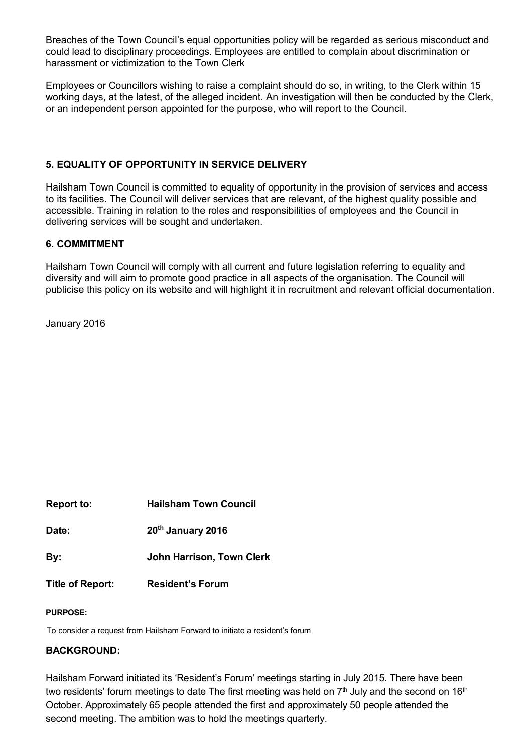Breaches of the Town Council's equal opportunities policy will be regarded as serious misconduct and could lead to disciplinary proceedings. Employees are entitled to complain about discrimination or harassment or victimization to the Town Clerk

Employees or Councillors wishing to raise a complaint should do so, in writing, to the Clerk within 15 working days, at the latest, of the alleged incident. An investigation will then be conducted by the Clerk, or an independent person appointed for the purpose, who will report to the Council.

### 5. EQUALITY OF OPPORTUNITY IN SERVICE DELIVERY

Hailsham Town Council is committed to equality of opportunity in the provision of services and access to its facilities. The Council will deliver services that are relevant, of the highest quality possible and accessible. Training in relation to the roles and responsibilities of employees and the Council in delivering services will be sought and undertaken.

### 6. COMMITMENT

Hailsham Town Council will comply with all current and future legislation referring to equality and diversity and will aim to promote good practice in all aspects of the organisation. The Council will publicise this policy on its website and will highlight it in recruitment and relevant official documentation.

January 2016

**Report to:** **Hailsham Town Council**

**Date:** **20th January 2016**

**By:** **John Harrison, Town Clerk**

**Title of Report:** **Resident's Forum**

**PURPOSE:**

To consider a request from Hailsham Forward to initiate a resident's forum

**BACKGROUND:**

Hailsham Forward initiated its 'Resident's Forum' meetings starting in July 2015. There have been two residents' forum meetings to date The first meeting was held on 7th July and the second on 16th October. Approximately 65 people attended the first and approximately 50 people attended the second meeting. The ambition was to hold the meetings quarterly.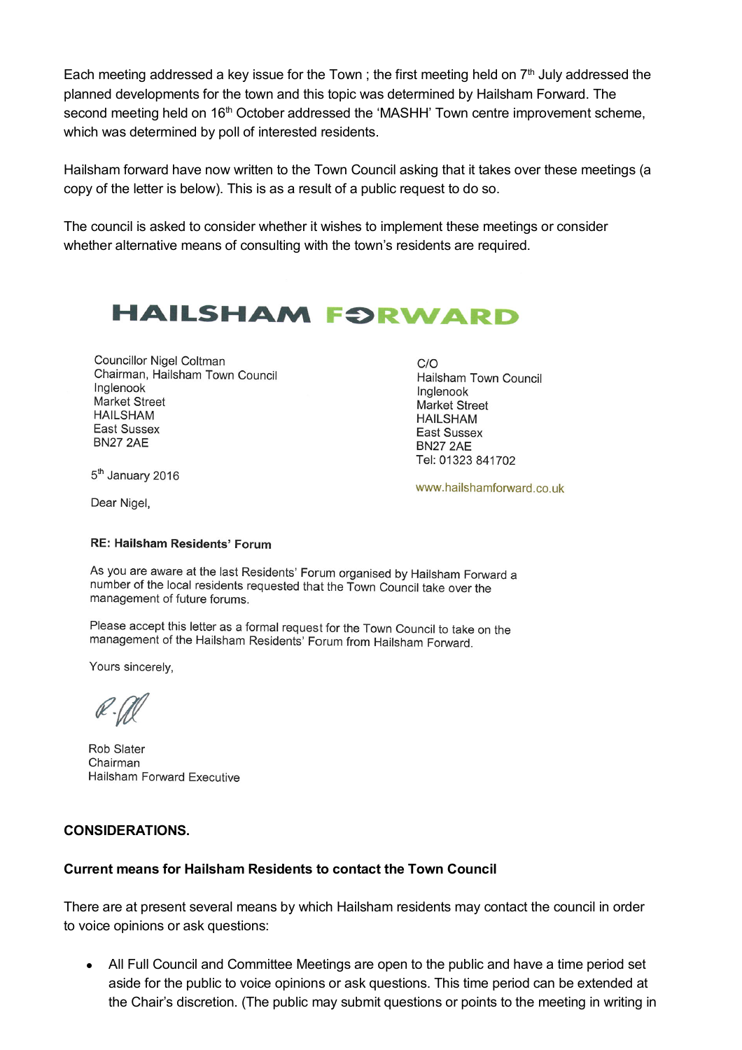Each meeting addressed a key issue for the Town ; the first meeting held on 7th July addressed the planned developments for the town and this topic was determined by Hailsham Forward. The second meeting held on 16th October addressed the 'MASHH' Town centre improvement scheme, which was determined by poll of interested residents.

Hailsham forward have now written to the Town Council asking that it takes over these meetings (a copy of the letter is below). This is as a result of a public request to do so.

The council is asked to consider whether it wishes to implement these meetings or consider whether alternative means of consulting with the town's residents are required.

**HAILSHAM FORWARD**

Councillor Nigel Coltman
Chairman, Hailsham Town Council
Inglenook
Market Street
HAILSHAM
East Sussex
BN27 2AE

C/O
Hailsham Town Council
Inglenook
Market Street
HAILSHAM
East Sussex
BN27 2AE
Tel: 01323 841702

www.hailshamforward.co.uk

5th January 2016

Dear Nigel,

**RE: Hailsham Residents' Forum**

As you are aware at the last Residents' Forum organised by Hailsham Forward a number of the local residents requested that the Town Council take over the management of future forums.

Please accept this letter as a formal request for the Town Council to take on the management of the Hailsham Residents' Forum from Hailsham Forward.

Yours sincerely,

Rob Slater
Chairman
Hailsham Forward Executive

**CONSIDERATIONS.**

**Current means for Hailsham Residents to contact the Town Council**

There are at present several means by which Hailsham residents may contact the council in order to voice opinions or ask questions:

- All Full Council and Committee Meetings are open to the public and have a time period set aside for the public to voice opinions or ask questions. This time period can be extended at the Chair's discretion. (The public may submit questions or points to the meeting in writing in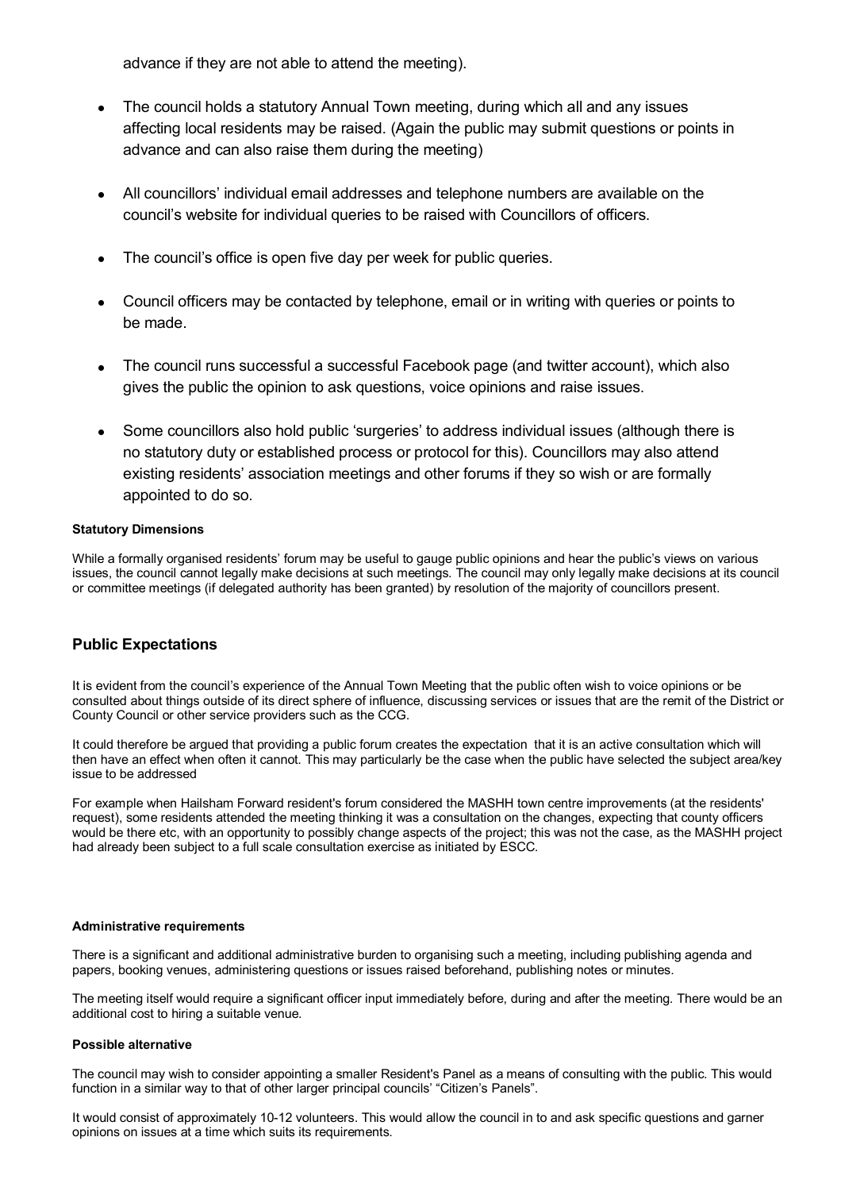advance if they are not able to attend the meeting).

- The council holds a statutory Annual Town meeting, during which all and any issues affecting local residents may be raised. (Again the public may submit questions or points in advance and can also raise them during the meeting)
- All councillors' individual email addresses and telephone numbers are available on the council's website for individual queries to be raised with Councillors of officers.
- The council's office is open five day per week for public queries.
- Council officers may be contacted by telephone, email or in writing with queries or points to be made.
- The council runs successful a successful Facebook page (and twitter account), which also gives the public the opinion to ask questions, voice opinions and raise issues.
- Some councillors also hold public 'surgeries' to address individual issues (although there is no statutory duty or established process or protocol for this). Councillors may also attend existing residents' association meetings and other forums if they so wish or are formally appointed to do so.

**Statutory Dimensions**

While a formally organised residents' forum may be useful to gauge public opinions and hear the public's views on various issues, the council cannot legally make decisions at such meetings. The council may only legally make decisions at its council or committee meetings (if delegated authority has been granted) by resolution of the majority of councillors present.

## Public Expectations

It is evident from the council's experience of the Annual Town Meeting that the public often wish to voice opinions or be consulted about things outside of its direct sphere of influence, discussing services or issues that are the remit of the District or County Council or other service providers such as the CCG.

It could therefore be argued that providing a public forum creates the expectation that it is an active consultation which will then have an effect when often it cannot. This may particularly be the case when the public have selected the subject area/key issue to be addressed

For example when Hailsham Forward resident's forum considered the MASHH town centre improvements (at the residents' request), some residents attended the meeting thinking it was a consultation on the changes, expecting that county officers would be there etc, with an opportunity to possibly change aspects of the project; this was not the case, as the MASHH project had already been subject to a full scale consultation exercise as initiated by ESCC.

**Administrative requirements**

There is a significant and additional administrative burden to organising such a meeting, including publishing agenda and papers, booking venues, administering questions or issues raised beforehand, publishing notes or minutes.

The meeting itself would require a significant officer input immediately before, during and after the meeting. There would be an additional cost to hiring a suitable venue.

**Possible alternative**

The council may wish to consider appointing a smaller Resident's Panel as a means of consulting with the public. This would function in a similar way to that of other larger principal councils' "Citizen's Panels".

It would consist of approximately 10-12 volunteers. This would allow the council in to and ask specific questions and garner opinions on issues at a time which suits its requirements.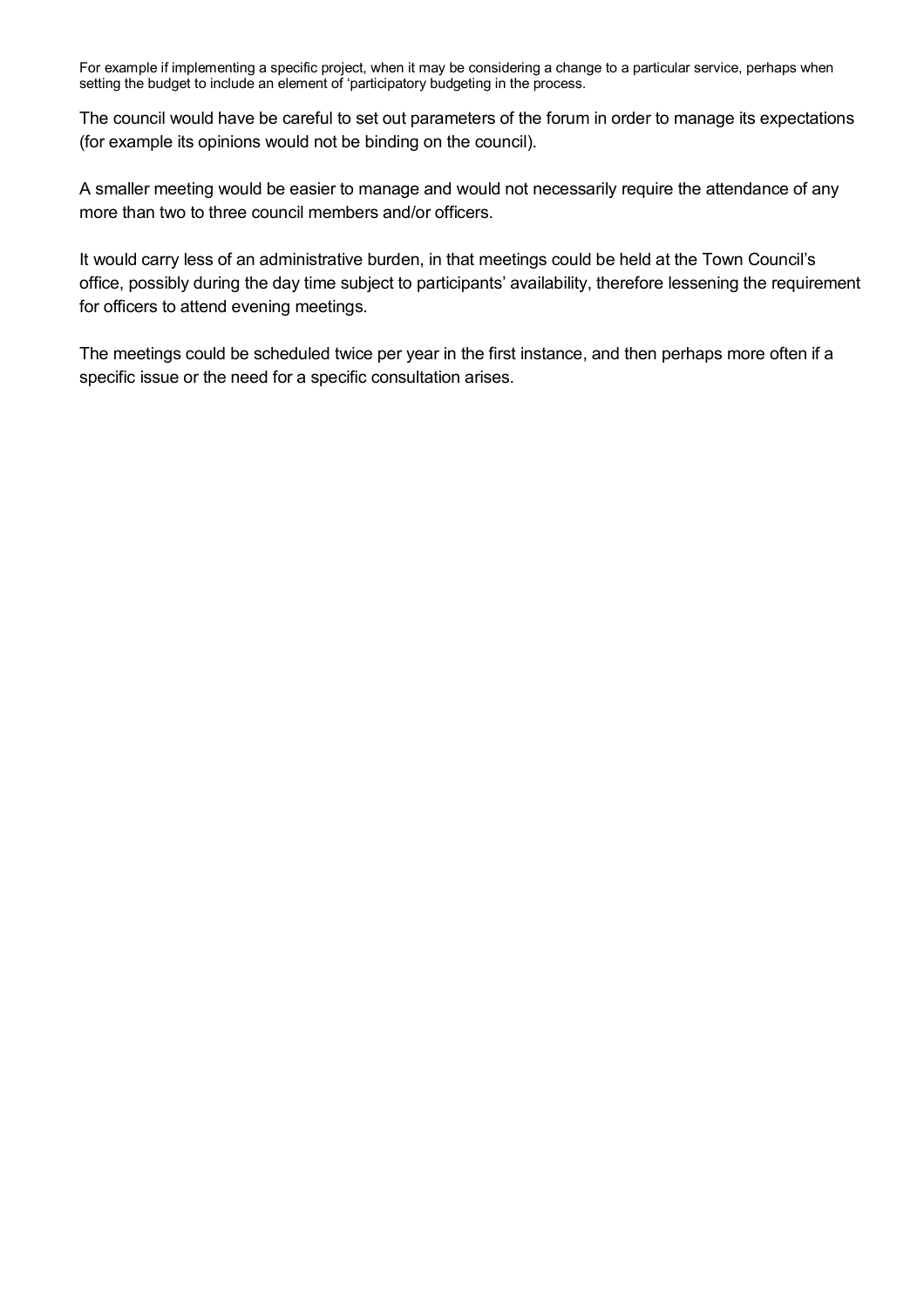For example if implementing a specific project, when it may be considering a change to a particular service, perhaps when setting the budget to include an element of 'participatory budgeting in the process.

The council would have be careful to set out parameters of the forum in order to manage its expectations (for example its opinions would not be binding on the council).

A smaller meeting would be easier to manage and would not necessarily require the attendance of any more than two to three council members and/or officers.

It would carry less of an administrative burden, in that meetings could be held at the Town Council's office, possibly during the day time subject to participants' availability, therefore lessening the requirement for officers to attend evening meetings.

The meetings could be scheduled twice per year in the first instance, and then perhaps more often if a specific issue or the need for a specific consultation arises.